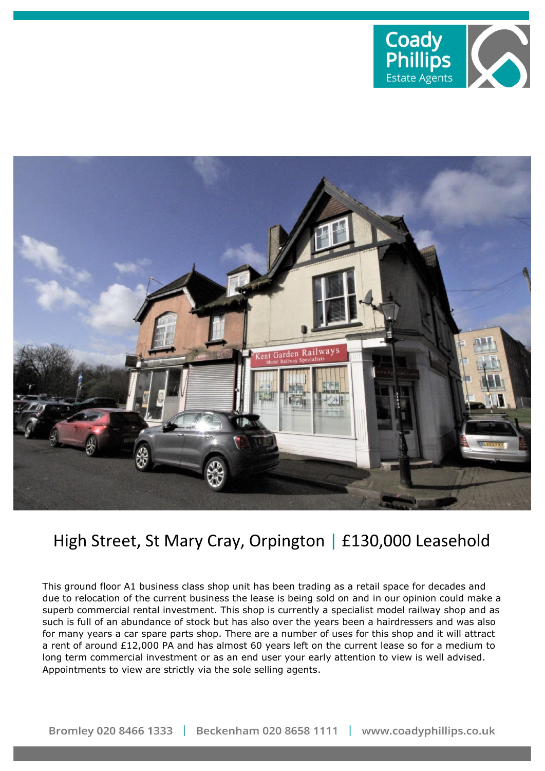# High Street, St Mary Cray, Orpington | £130,000 Leasehold

This ground floor A1 business class shop unit has been trading as a retail space for decades and due to relocation of the current business the lease is being sold on and in our opinion could make a superb commercial rental investment. This shop is currently a specialist model railway shop and as such is full of an abundance of stock but has also over the years been a hairdressers and was also for many years a car spare parts shop. There are a number of uses for this shop and it will attract a rent of around £12,000 PA and has almost 60 years left on the current lease so for a medium to long term commercial investment or as an end user your early attention to view is well advised. Appointments to view are strictly via the sole selling agents.

Bromley 020 8466 1333 | Beckenham 020 8658 1111 | www.coadyphillips.co.uk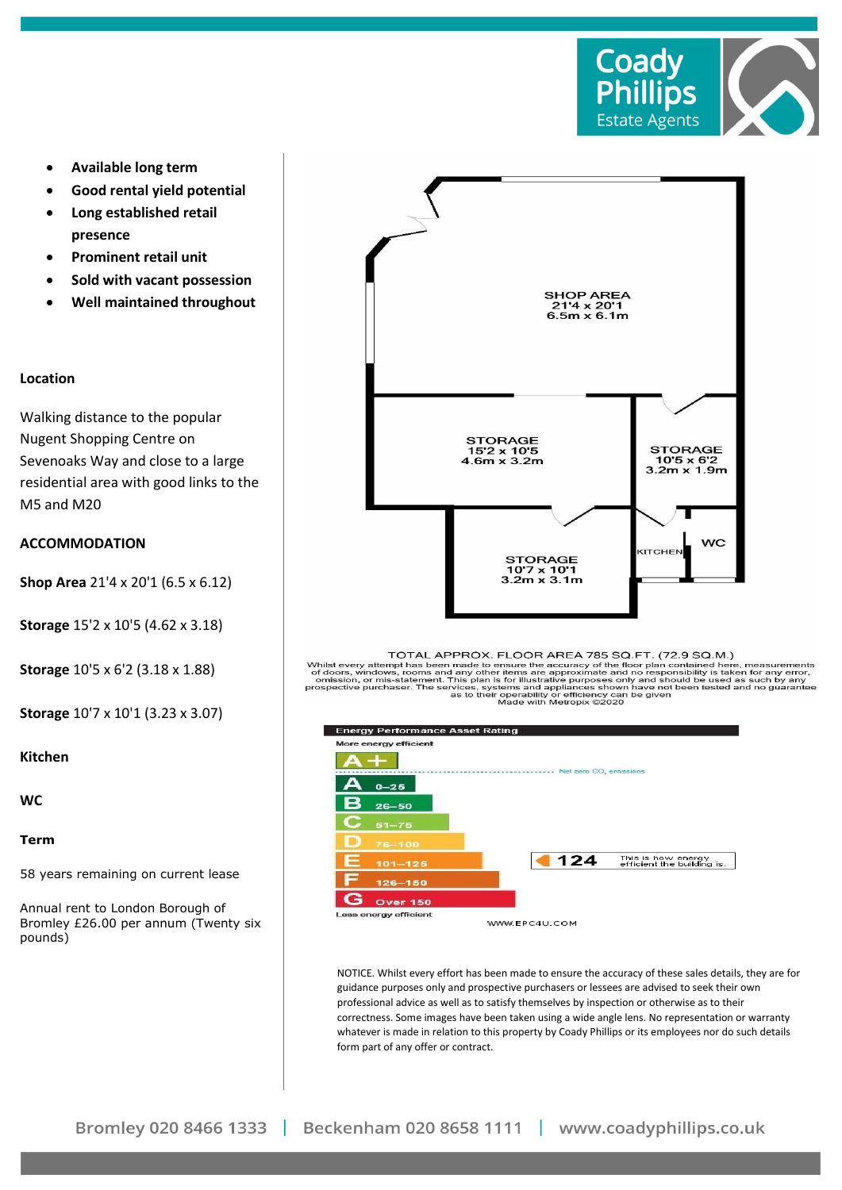- **Available long term**
- **Good rental yield potential**
- **Long established retail presence**
- **Prominent retail unit**
- **Sold with vacant possession**
- **Well maintained throughout**

**Location**

Walking distance to the popular Nugent Shopping Centre on Sevenoaks Way and close to a large residential area with good links to the M5 and M20

**ACCOMMODATION**

**Shop Area** 21'4 x 20'1 (6.5 x 6.12)

**Storage** 15'2 x 10'5 (4.62 x 3.18)

**Storage** 10'5 x 6'2 (3.18 x 1.88)

**Storage** 10'7 x 10'1 (3.23 x 3.07)

**Kitchen**

**WC**

**Term**

58 years remaining on current lease

Annual rent to London Borough of Bromley £26.00 per annum (Twenty six pounds)

SHOP AREA
21'4 x 20'1
6.5m x 6.1m

STORAGE
15'2 x 10'5
4.6m x 3.2m

STORAGE
10'5 x 6'2
3.2m x 1.9m

KITCHEN

WC

STORAGE
10'7 x 10'1
3.2m x 3.1m

TOTAL APPROX. FLOOR AREA 785 SQ.FT. (72.9 SQ.M.)
Whilst every attempt has been made to ensure the accuracy of the floor plan contained here, measurements of doors, windows, rooms and any other items are approximate and no responsibility is taken for any error, omission, or mis-statement. This plan is for illustrative purposes only and should be used as such by any prospective purchaser. The services, systems and appliances shown have not been tested and no guarantee as to their operability or efficiency can be given
Made with Metropix ©2020

Energy Performance Asset Rating

More energy efficient

A+

Net zero $CO_2$ emissions

A 0–25

B 26–50

C 51–75

D 76–100

E 101–125

F 126–150

G Over 150

124 This is how energy efficient the building is.

Less energy efficient

WWW.EPC4U.COM

NOTICE. Whilst every effort has been made to ensure the accuracy of these sales details, they are for guidance purposes only and prospective purchasers or lessees are advised to seek their own professional advice as well as to satisfy themselves by inspection or otherwise as to their correctness. Some images have been taken using a wide angle lens. No representation or warranty whatever is made in relation to this property by Coady Phillips or its employees nor do such details form part of any offer or contract.